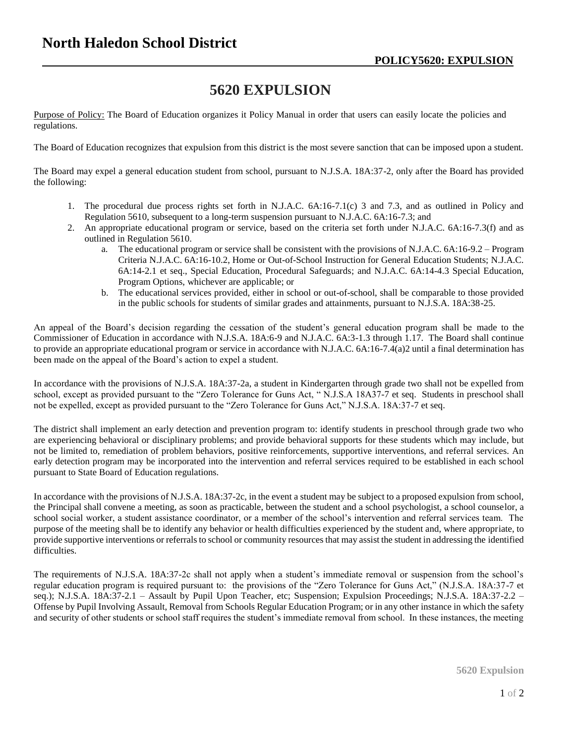# North Haledon School District

**POLICY5620: EXPULSION**

## 5620 EXPULSION

Purpose of Policy: The Board of Education organizes it Policy Manual in order that users can easily locate the policies and regulations.

The Board of Education recognizes that expulsion from this district is the most severe sanction that can be imposed upon a student.

The Board may expel a general education student from school, pursuant to N.J.S.A. 18A:37-2, only after the Board has provided the following:

1. The procedural due process rights set forth in N.J.A.C. 6A:16-7.1(c) 3 and 7.3, and as outlined in Policy and Regulation 5610, subsequent to a long-term suspension pursuant to N.J.A.C. 6A:16-7.3; and
2. An appropriate educational program or service, based on the criteria set forth under N.J.A.C. 6A:16-7.3(f) and as outlined in Regulation 5610.
   a. The educational program or service shall be consistent with the provisions of N.J.A.C. 6A:16-9.2 – Program Criteria N.J.A.C. 6A:16-10.2, Home or Out-of-School Instruction for General Education Students; N.J.A.C. 6A:14-2.1 et seq., Special Education, Procedural Safeguards; and N.J.A.C. 6A:14-4.3 Special Education, Program Options, whichever are applicable; or
   b. The educational services provided, either in school or out-of-school, shall be comparable to those provided in the public schools for students of similar grades and attainments, pursuant to N.J.S.A. 18A:38-25.

An appeal of the Board's decision regarding the cessation of the student's general education program shall be made to the Commissioner of Education in accordance with N.J.S.A. 18A:6-9 and N.J.A.C. 6A:3-1.3 through 1.17. The Board shall continue to provide an appropriate educational program or service in accordance with N.J.A.C. 6A:16-7.4(a)2 until a final determination has been made on the appeal of the Board's action to expel a student.

In accordance with the provisions of N.J.S.A. 18A:37-2a, a student in Kindergarten through grade two shall not be expelled from school, except as provided pursuant to the "Zero Tolerance for Guns Act, " N.J.S.A 18A37-7 et seq. Students in preschool shall not be expelled, except as provided pursuant to the "Zero Tolerance for Guns Act," N.J.S.A. 18A:37-7 et seq.

The district shall implement an early detection and prevention program to: identify students in preschool through grade two who are experiencing behavioral or disciplinary problems; and provide behavioral supports for these students which may include, but not be limited to, remediation of problem behaviors, positive reinforcements, supportive interventions, and referral services. An early detection program may be incorporated into the intervention and referral services required to be established in each school pursuant to State Board of Education regulations.

In accordance with the provisions of N.J.S.A. 18A:37-2c, in the event a student may be subject to a proposed expulsion from school, the Principal shall convene a meeting, as soon as practicable, between the student and a school psychologist, a school counselor, a school social worker, a student assistance coordinator, or a member of the school's intervention and referral services team. The purpose of the meeting shall be to identify any behavior or health difficulties experienced by the student and, where appropriate, to provide supportive interventions or referrals to school or community resources that may assist the student in addressing the identified difficulties.

The requirements of N.J.S.A. 18A:37-2c shall not apply when a student's immediate removal or suspension from the school's regular education program is required pursuant to: the provisions of the "Zero Tolerance for Guns Act," (N.J.S.A. 18A:37-7 et seq.); N.J.S.A. 18A:37-2.1 – Assault by Pupil Upon Teacher, etc; Suspension; Expulsion Proceedings; N.J.S.A. 18A:37-2.2 – Offense by Pupil Involving Assault, Removal from Schools Regular Education Program; or in any other instance in which the safety and security of other students or school staff requires the student's immediate removal from school. In these instances, the meeting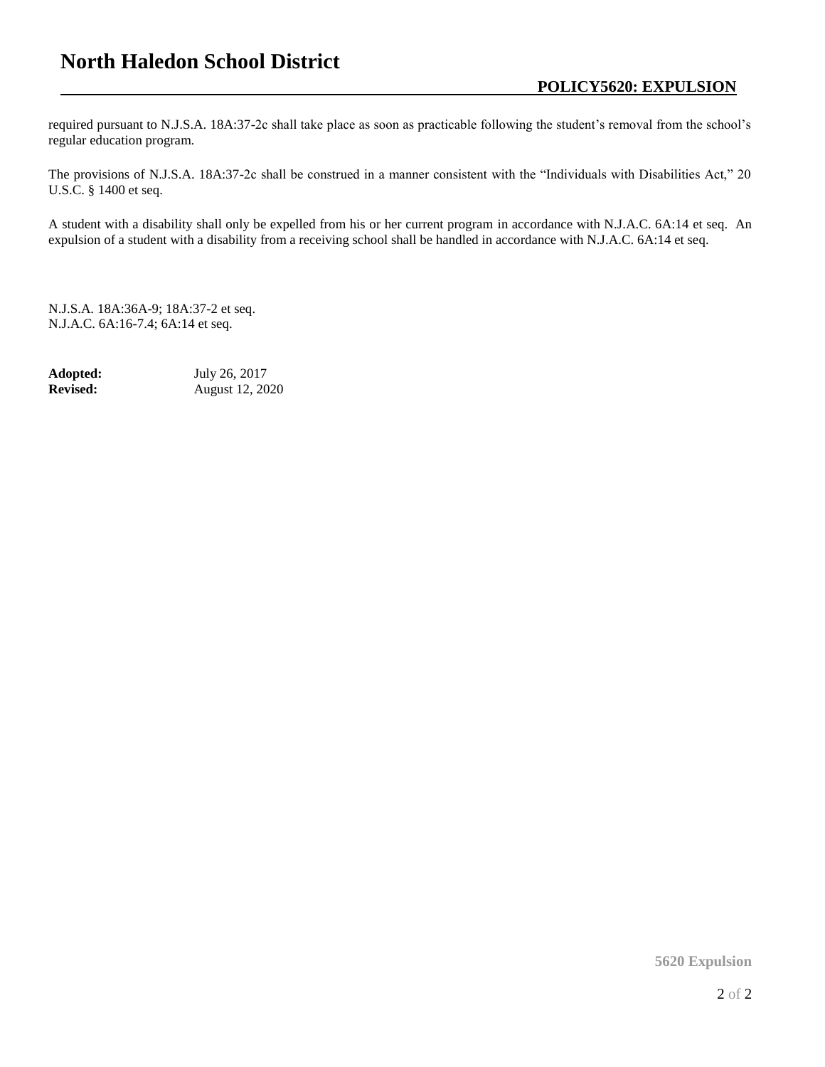required pursuant to N.J.S.A. 18A:37-2c shall take place as soon as practicable following the student's removal from the school's regular education program.

The provisions of N.J.S.A. 18A:37-2c shall be construed in a manner consistent with the "Individuals with Disabilities Act," 20 U.S.C. § 1400 et seq.

A student with a disability shall only be expelled from his or her current program in accordance with N.J.A.C. 6A:14 et seq. An expulsion of a student with a disability from a receiving school shall be handled in accordance with N.J.A.C. 6A:14 et seq.

N.J.S.A. 18A:36A-9; 18A:37-2 et seq.
N.J.A.C. 6A:16-7.4; 6A:14 et seq.

**Adopted:** July 26, 2017
**Revised:** August 12, 2020